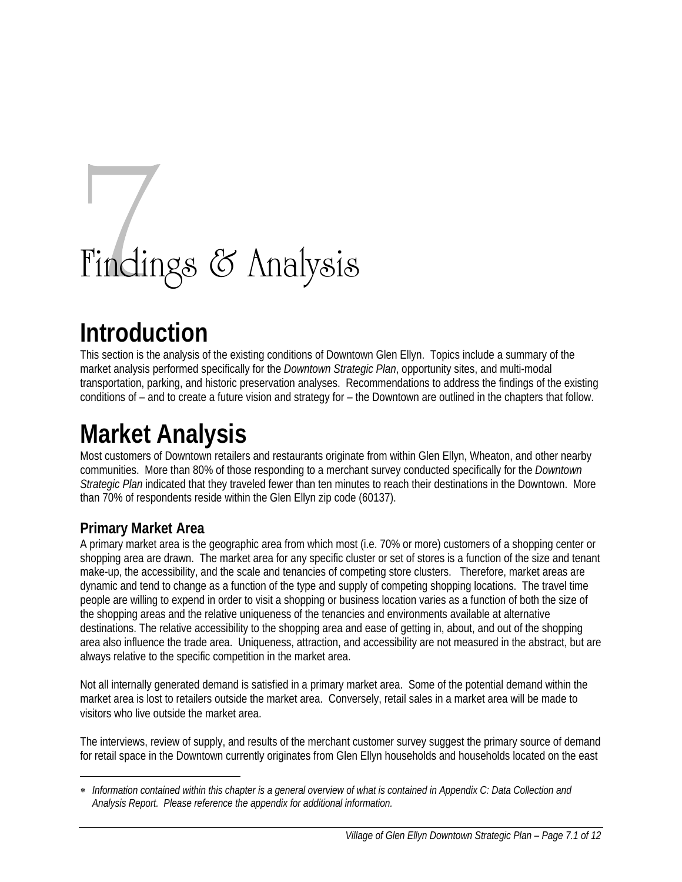# 7 Findings & Analysis

## Introduction

This section is the analysis of the existing conditions of Downtown Glen Ellyn. Topics include a summary of the market analysis performed specifically for the *Downtown Strategic Plan*, opportunity sites, and multi-modal transportation, parking, and historic preservation analyses. Recommendations to address the findings of the existing conditions of – and to create a future vision and strategy for – the Downtown are outlined in the chapters that follow.

## Market Analysis

Most customers of Downtown retailers and restaurants originate from within Glen Ellyn, Wheaton, and other nearby communities. More than 80% of those responding to a merchant survey conducted specifically for the *Downtown Strategic Plan* indicated that they traveled fewer than ten minutes to reach their destinations in the Downtown. More than 70% of respondents reside within the Glen Ellyn zip code (60137).

### Primary Market Area

A primary market area is the geographic area from which most (i.e. 70% or more) customers of a shopping center or shopping area are drawn. The market area for any specific cluster or set of stores is a function of the size and tenant make-up, the accessibility, and the scale and tenancies of competing store clusters. Therefore, market areas are dynamic and tend to change as a function of the type and supply of competing shopping locations. The travel time people are willing to expend in order to visit a shopping or business location varies as a function of both the size of the shopping areas and the relative uniqueness of the tenancies and environments available at alternative destinations. The relative accessibility to the shopping area and ease of getting in, about, and out of the shopping area also influence the trade area. Uniqueness, attraction, and accessibility are not measured in the abstract, but are always relative to the specific competition in the market area.

Not all internally generated demand is satisfied in a primary market area. Some of the potential demand within the market area is lost to retailers outside the market area. Conversely, retail sales in a market area will be made to visitors who live outside the market area.

The interviews, review of supply, and results of the merchant customer survey suggest the primary source of demand for retail space in the Downtown currently originates from Glen Ellyn households and households located on the east

---

* *Information contained within this chapter is a general overview of what is contained in Appendix C: Data Collection and Analysis Report. Please reference the appendix for additional information.*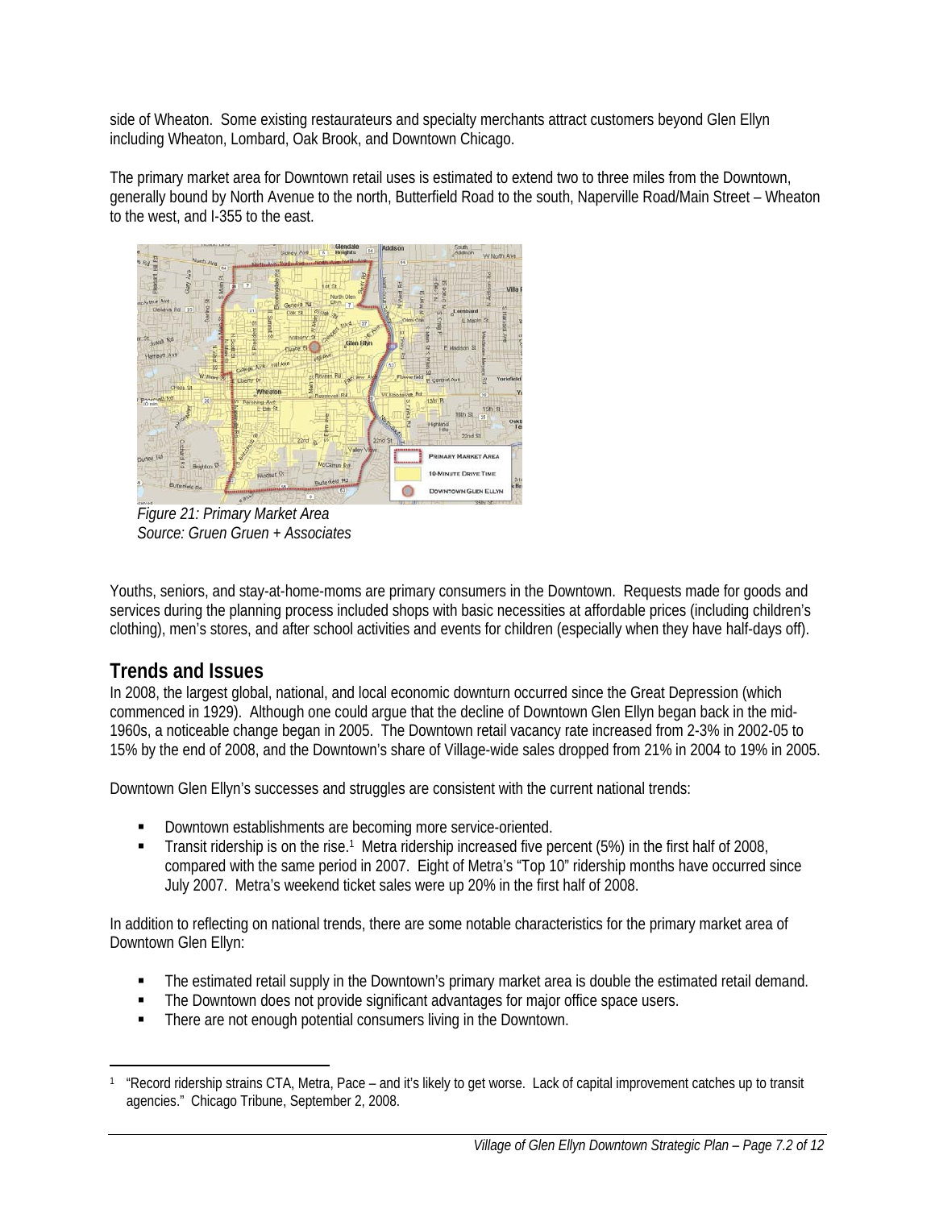side of Wheaton. Some existing restaurateurs and specialty merchants attract customers beyond Glen Ellyn including Wheaton, Lombard, Oak Brook, and Downtown Chicago.

The primary market area for Downtown retail uses is estimated to extend two to three miles from the Downtown, generally bound by North Avenue to the north, Butterfield Road to the south, Naperville Road/Main Street – Wheaton to the west, and I-355 to the east.

*Figure 21: Primary Market Area*
*Source: Gruen Gruen + Associates*

Youths, seniors, and stay-at-home-moms are primary consumers in the Downtown. Requests made for goods and services during the planning process included shops with basic necessities at affordable prices (including children's clothing), men's stores, and after school activities and events for children (especially when they have half-days off).

## Trends and Issues

In 2008, the largest global, national, and local economic downturn occurred since the Great Depression (which commenced in 1929). Although one could argue that the decline of Downtown Glen Ellyn began back in the mid-1960s, a noticeable change began in 2005. The Downtown retail vacancy rate increased from 2-3% in 2002-05 to 15% by the end of 2008, and the Downtown's share of Village-wide sales dropped from 21% in 2004 to 19% in 2005.

Downtown Glen Ellyn's successes and struggles are consistent with the current national trends:

- Downtown establishments are becoming more service-oriented.
- Transit ridership is on the rise.[1] Metra ridership increased five percent (5%) in the first half of 2008, compared with the same period in 2007. Eight of Metra's "Top 10" ridership months have occurred since July 2007. Metra's weekend ticket sales were up 20% in the first half of 2008.

In addition to reflecting on national trends, there are some notable characteristics for the primary market area of Downtown Glen Ellyn:

- The estimated retail supply in the Downtown's primary market area is double the estimated retail demand.
- The Downtown does not provide significant advantages for major office space users.
- There are not enough potential consumers living in the Downtown.

---

[1] "Record ridership strains CTA, Metra, Pace – and it's likely to get worse. Lack of capital improvement catches up to transit agencies." Chicago Tribune, September 2, 2008.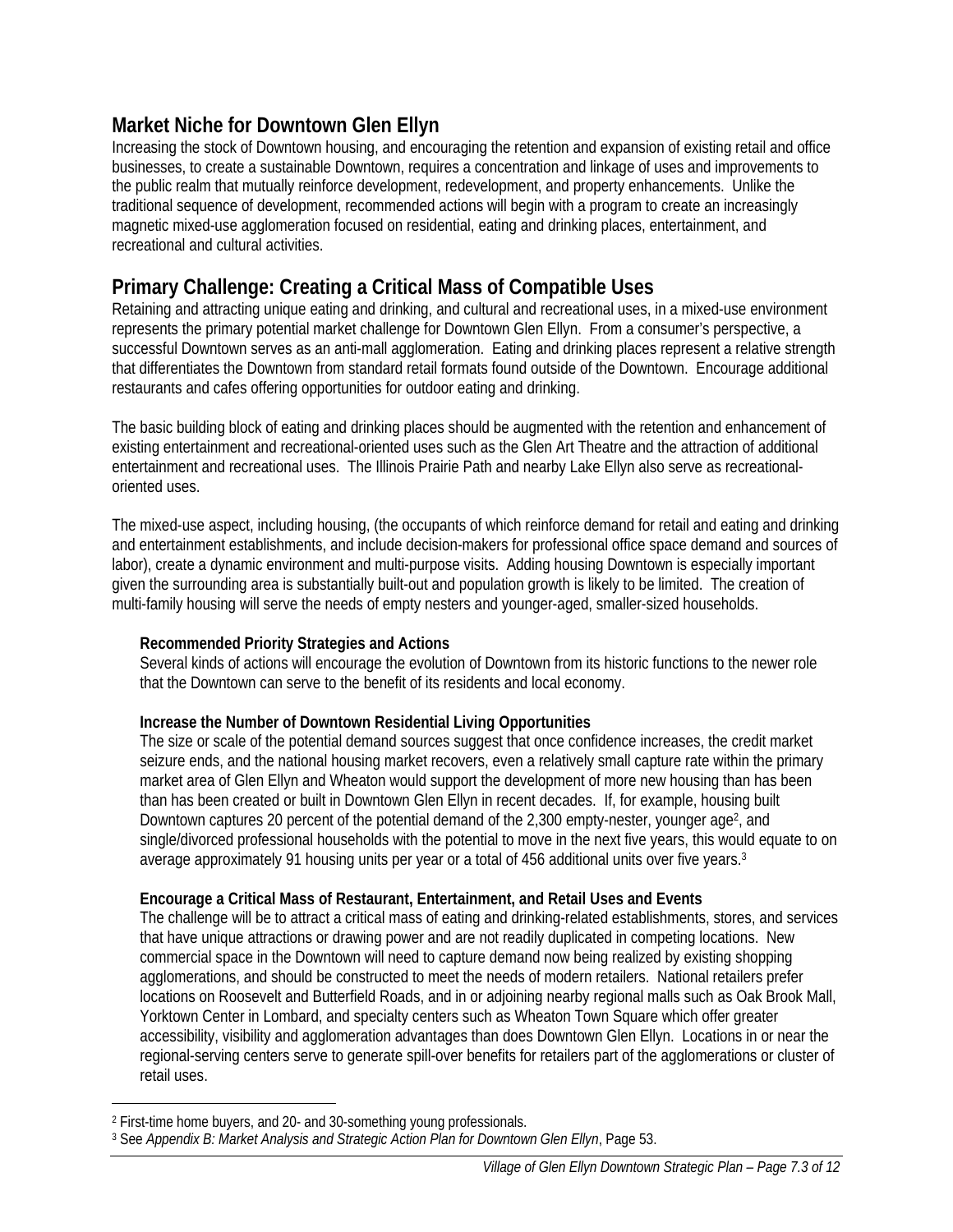## Market Niche for Downtown Glen Ellyn

Increasing the stock of Downtown housing, and encouraging the retention and expansion of existing retail and office businesses, to create a sustainable Downtown, requires a concentration and linkage of uses and improvements to the public realm that mutually reinforce development, redevelopment, and property enhancements. Unlike the traditional sequence of development, recommended actions will begin with a program to create an increasingly magnetic mixed-use agglomeration focused on residential, eating and drinking places, entertainment, and recreational and cultural activities.

## Primary Challenge: Creating a Critical Mass of Compatible Uses

Retaining and attracting unique eating and drinking, and cultural and recreational uses, in a mixed-use environment represents the primary potential market challenge for Downtown Glen Ellyn. From a consumer's perspective, a successful Downtown serves as an anti-mall agglomeration. Eating and drinking places represent a relative strength that differentiates the Downtown from standard retail formats found outside of the Downtown. Encourage additional restaurants and cafes offering opportunities for outdoor eating and drinking.

The basic building block of eating and drinking places should be augmented with the retention and enhancement of existing entertainment and recreational-oriented uses such as the Glen Art Theatre and the attraction of additional entertainment and recreational uses. The Illinois Prairie Path and nearby Lake Ellyn also serve as recreational-oriented uses.

The mixed-use aspect, including housing, (the occupants of which reinforce demand for retail and eating and drinking and entertainment establishments, and include decision-makers for professional office space demand and sources of labor), create a dynamic environment and multi-purpose visits. Adding housing Downtown is especially important given the surrounding area is substantially built-out and population growth is likely to be limited. The creation of multi-family housing will serve the needs of empty nesters and younger-aged, smaller-sized households.

### Recommended Priority Strategies and Actions

Several kinds of actions will encourage the evolution of Downtown from its historic functions to the newer role that the Downtown can serve to the benefit of its residents and local economy.

### Increase the Number of Downtown Residential Living Opportunities

The size or scale of the potential demand sources suggest that once confidence increases, the credit market seizure ends, and the national housing market recovers, even a relatively small capture rate within the primary market area of Glen Ellyn and Wheaton would support the development of more new housing than has been than has been created or built in Downtown Glen Ellyn in recent decades. If, for example, housing built Downtown captures 20 percent of the potential demand of the 2,300 empty-nester, younger age[2], and single/divorced professional households with the potential to move in the next five years, this would equate to on average approximately 91 housing units per year or a total of 456 additional units over five years.[3]

### Encourage a Critical Mass of Restaurant, Entertainment, and Retail Uses and Events

The challenge will be to attract a critical mass of eating and drinking-related establishments, stores, and services that have unique attractions or drawing power and are not readily duplicated in competing locations. New commercial space in the Downtown will need to capture demand now being realized by existing shopping agglomerations, and should be constructed to meet the needs of modern retailers. National retailers prefer locations on Roosevelt and Butterfield Roads, and in or adjoining nearby regional malls such as Oak Brook Mall, Yorktown Center in Lombard, and specialty centers such as Wheaton Town Square which offer greater accessibility, visibility and agglomeration advantages than does Downtown Glen Ellyn. Locations in or near the regional-serving centers serve to generate spill-over benefits for retailers part of the agglomerations or cluster of retail uses.

---

[2] First-time home buyers, and 20- and 30-something young professionals.

[3] See *Appendix B: Market Analysis and Strategic Action Plan for Downtown Glen Ellyn*, Page 53.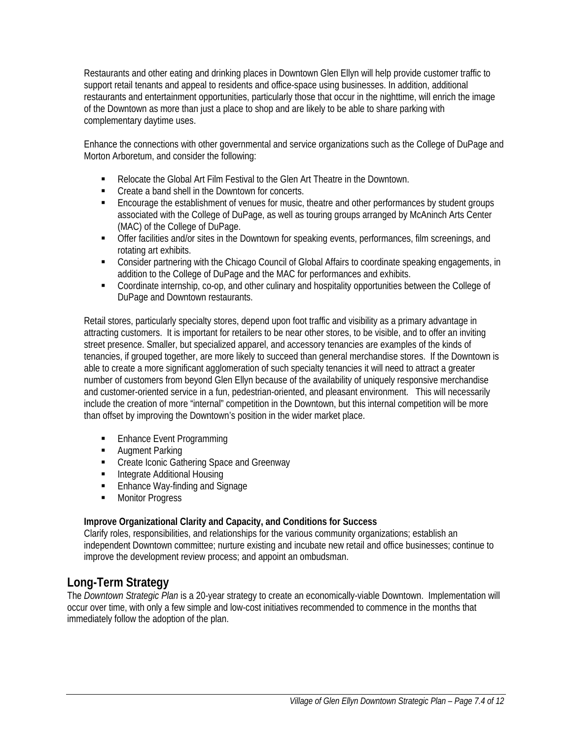Restaurants and other eating and drinking places in Downtown Glen Ellyn will help provide customer traffic to support retail tenants and appeal to residents and office-space using businesses. In addition, additional restaurants and entertainment opportunities, particularly those that occur in the nighttime, will enrich the image of the Downtown as more than just a place to shop and are likely to be able to share parking with complementary daytime uses.

Enhance the connections with other governmental and service organizations such as the College of DuPage and Morton Arboretum, and consider the following:

- Relocate the Global Art Film Festival to the Glen Art Theatre in the Downtown.
- Create a band shell in the Downtown for concerts.
- Encourage the establishment of venues for music, theatre and other performances by student groups associated with the College of DuPage, as well as touring groups arranged by McAninch Arts Center (MAC) of the College of DuPage.
- Offer facilities and/or sites in the Downtown for speaking events, performances, film screenings, and rotating art exhibits.
- Consider partnering with the Chicago Council of Global Affairs to coordinate speaking engagements, in addition to the College of DuPage and the MAC for performances and exhibits.
- Coordinate internship, co-op, and other culinary and hospitality opportunities between the College of DuPage and Downtown restaurants.

Retail stores, particularly specialty stores, depend upon foot traffic and visibility as a primary advantage in attracting customers. It is important for retailers to be near other stores, to be visible, and to offer an inviting street presence. Smaller, but specialized apparel, and accessory tenancies are examples of the kinds of tenancies, if grouped together, are more likely to succeed than general merchandise stores. If the Downtown is able to create a more significant agglomeration of such specialty tenancies it will need to attract a greater number of customers from beyond Glen Ellyn because of the availability of uniquely responsive merchandise and customer-oriented service in a fun, pedestrian-oriented, and pleasant environment. This will necessarily include the creation of more "internal" competition in the Downtown, but this internal competition will be more than offset by improving the Downtown's position in the wider market place.

- Enhance Event Programming
- Augment Parking
- Create Iconic Gathering Space and Greenway
- Integrate Additional Housing
- Enhance Way-finding and Signage
- Monitor Progress

**Improve Organizational Clarity and Capacity, and Conditions for Success**
Clarify roles, responsibilities, and relationships for the various community organizations; establish an independent Downtown committee; nurture existing and incubate new retail and office businesses; continue to improve the development review process; and appoint an ombudsman.

## Long-Term Strategy

The *Downtown Strategic Plan* is a 20-year strategy to create an economically-viable Downtown. Implementation will occur over time, with only a few simple and low-cost initiatives recommended to commence in the months that immediately follow the adoption of the plan.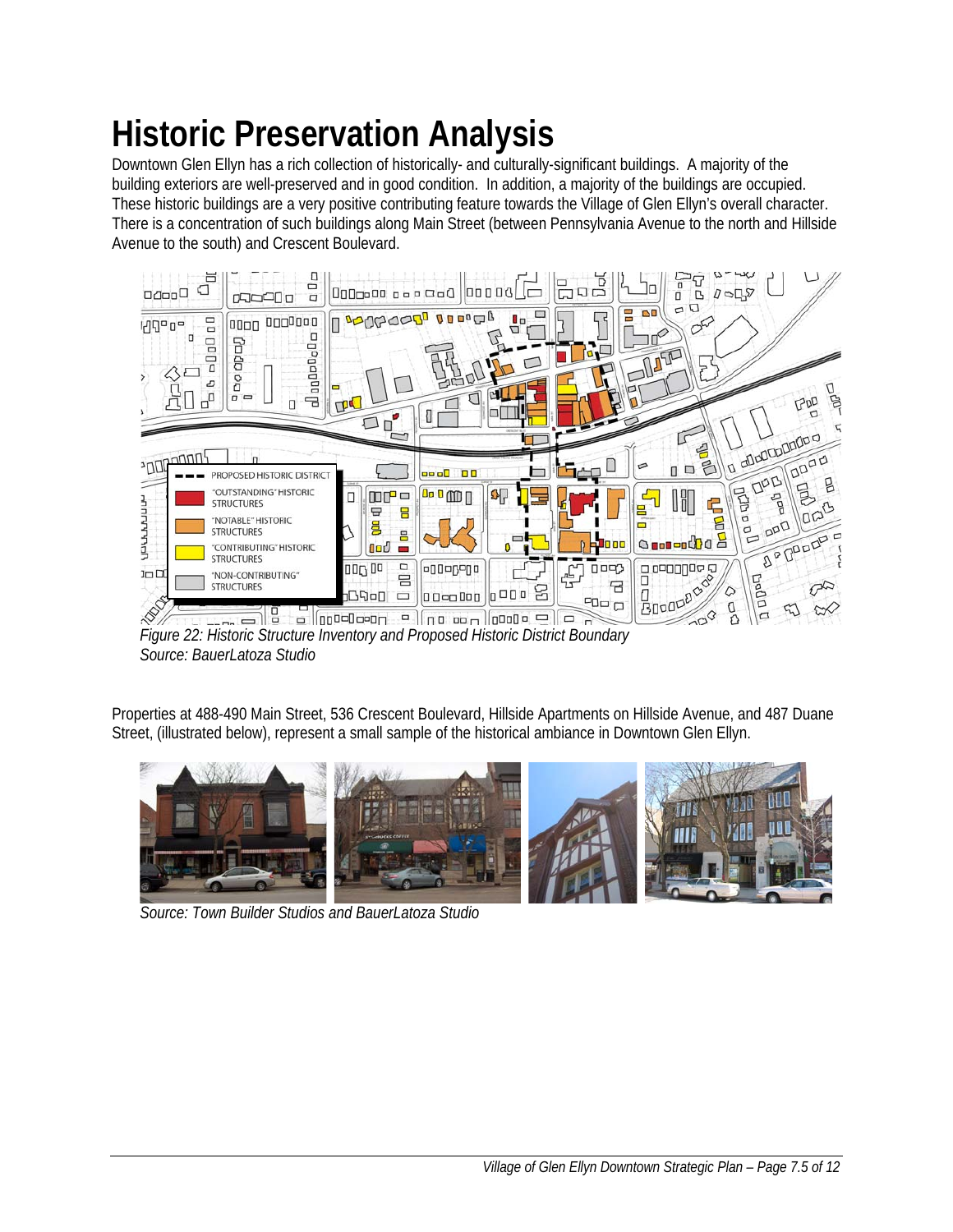# Historic Preservation Analysis

Downtown Glen Ellyn has a rich collection of historically- and culturally-significant buildings. A majority of the building exteriors are well-preserved and in good condition. In addition, a majority of the buildings are occupied. These historic buildings are a very positive contributing feature towards the Village of Glen Ellyn's overall character. There is a concentration of such buildings along Main Street (between Pennsylvania Avenue to the north and Hillside Avenue to the south) and Crescent Boulevard.

*Figure 22: Historic Structure Inventory and Proposed Historic District Boundary*
*Source: BauerLatoza Studio*

Properties at 488-490 Main Street, 536 Crescent Boulevard, Hillside Apartments on Hillside Avenue, and 487 Duane Street, (illustrated below), represent a small sample of the historical ambiance in Downtown Glen Ellyn.

*Source: Town Builder Studios and BauerLatoza Studio*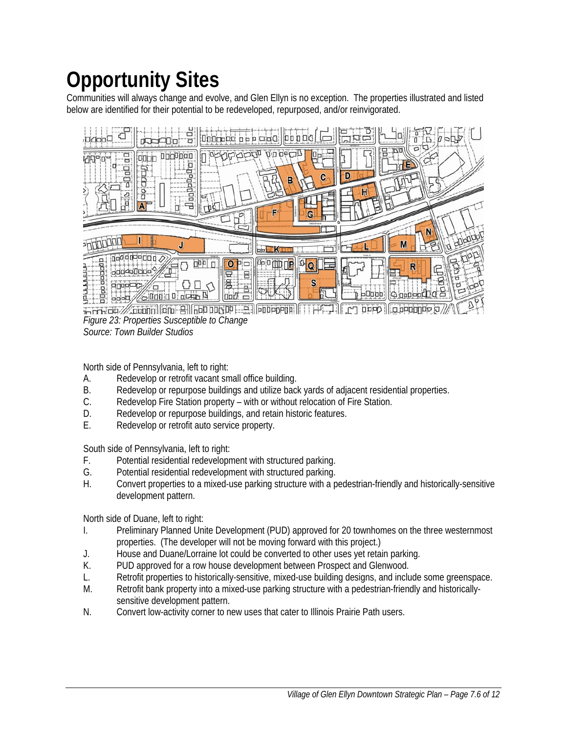# Opportunity Sites

Communities will always change and evolve, and Glen Ellyn is no exception. The properties illustrated and listed below are identified for their potential to be redeveloped, repurposed, and/or reinvigorated.

*Figure 23: Properties Susceptible to Change*
*Source: Town Builder Studios*

North side of Pennsylvania, left to right:

A. Redevelop or retrofit vacant small office building.
B. Redevelop or repurpose buildings and utilize back yards of adjacent residential properties.
C. Redevelop Fire Station property – with or without relocation of Fire Station.
D. Redevelop or repurpose buildings, and retain historic features.
E. Redevelop or retrofit auto service property.

South side of Pennsylvania, left to right:

F. Potential residential redevelopment with structured parking.
G. Potential residential redevelopment with structured parking.
H. Convert properties to a mixed-use parking structure with a pedestrian-friendly and historically-sensitive development pattern.

North side of Duane, left to right:

I. Preliminary Planned Unite Development (PUD) approved for 20 townhomes on the three westernmost properties. (The developer will not be moving forward with this project.)
J. House and Duane/Lorraine lot could be converted to other uses yet retain parking.
K. PUD approved for a row house development between Prospect and Glenwood.
L. Retrofit properties to historically-sensitive, mixed-use building designs, and include some greenspace.
M. Retrofit bank property into a mixed-use parking structure with a pedestrian-friendly and historically-sensitive development pattern.
N. Convert low-activity corner to new uses that cater to Illinois Prairie Path users.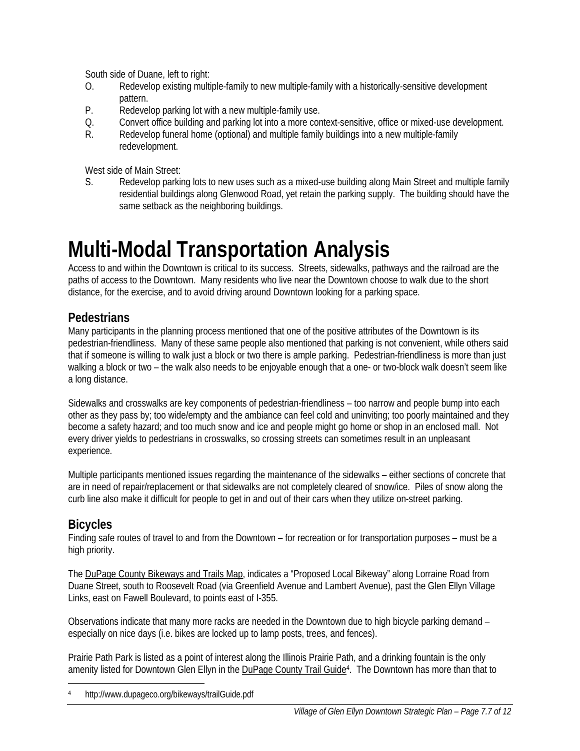South side of Duane, left to right:

O. Redevelop existing multiple-family to new multiple-family with a historically-sensitive development pattern.

P. Redevelop parking lot with a new multiple-family use.

Q. Convert office building and parking lot into a more context-sensitive, office or mixed-use development.

R. Redevelop funeral home (optional) and multiple family buildings into a new multiple-family redevelopment.

West side of Main Street:

S. Redevelop parking lots to new uses such as a mixed-use building along Main Street and multiple family residential buildings along Glenwood Road, yet retain the parking supply. The building should have the same setback as the neighboring buildings.

# Multi-Modal Transportation Analysis

Access to and within the Downtown is critical to its success. Streets, sidewalks, pathways and the railroad are the paths of access to the Downtown. Many residents who live near the Downtown choose to walk due to the short distance, for the exercise, and to avoid driving around Downtown looking for a parking space.

## Pedestrians

Many participants in the planning process mentioned that one of the positive attributes of the Downtown is its pedestrian-friendliness. Many of these same people also mentioned that parking is not convenient, while others said that if someone is willing to walk just a block or two there is ample parking. Pedestrian-friendliness is more than just walking a block or two – the walk also needs to be enjoyable enough that a one- or two-block walk doesn't seem like a long distance.

Sidewalks and crosswalks are key components of pedestrian-friendliness – too narrow and people bump into each other as they pass by; too wide/empty and the ambiance can feel cold and uninviting; too poorly maintained and they become a safety hazard; and too much snow and ice and people might go home or shop in an enclosed mall. Not every driver yields to pedestrians in crosswalks, so crossing streets can sometimes result in an unpleasant experience.

Multiple participants mentioned issues regarding the maintenance of the sidewalks – either sections of concrete that are in need of repair/replacement or that sidewalks are not completely cleared of snow/ice. Piles of snow along the curb line also make it difficult for people to get in and out of their cars when they utilize on-street parking.

## Bicycles

Finding safe routes of travel to and from the Downtown – for recreation or for transportation purposes – must be a high priority.

The DuPage County Bikeways and Trails Map, indicates a "Proposed Local Bikeway" along Lorraine Road from Duane Street, south to Roosevelt Road (via Greenfield Avenue and Lambert Avenue), past the Glen Ellyn Village Links, east on Fawell Boulevard, to points east of I-355.

Observations indicate that many more racks are needed in the Downtown due to high bicycle parking demand – especially on nice days (i.e. bikes are locked up to lamp posts, trees, and fences).

Prairie Path Park is listed as a point of interest along the Illinois Prairie Path, and a drinking fountain is the only amenity listed for Downtown Glen Ellyn in the DuPage County Trail Guide[4]. The Downtown has more than that to

[4] http://www.dupageco.org/bikeways/trailGuide.pdf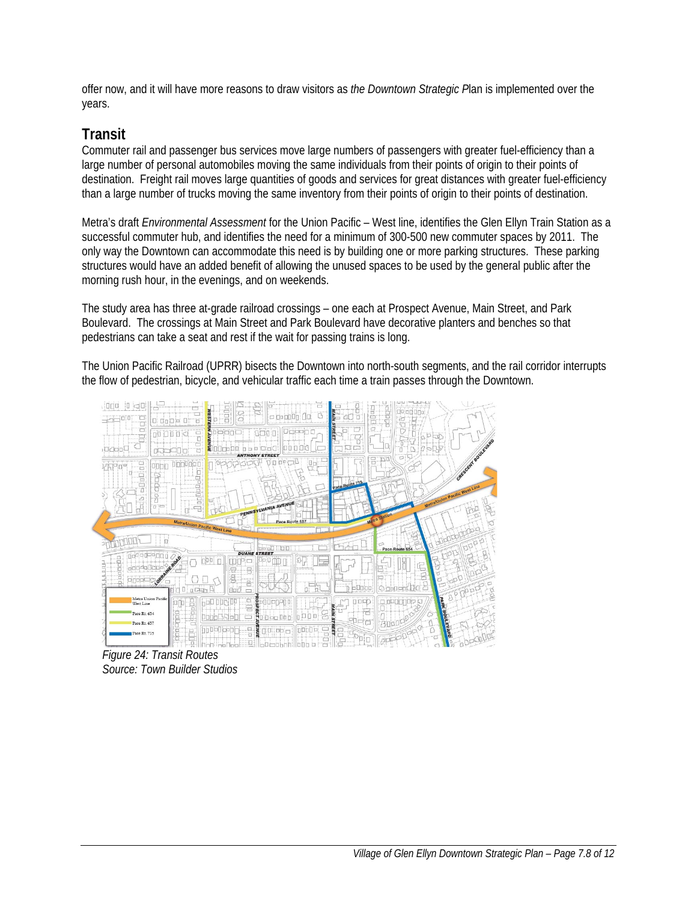offer now, and it will have more reasons to draw visitors as *the Downtown Strategic P*lan is implemented over the years.

## Transit

Commuter rail and passenger bus services move large numbers of passengers with greater fuel-efficiency than a large number of personal automobiles moving the same individuals from their points of origin to their points of destination. Freight rail moves large quantities of goods and services for great distances with greater fuel-efficiency than a large number of trucks moving the same inventory from their points of origin to their points of destination.

Metra's draft *Environmental Assessment* for the Union Pacific – West line, identifies the Glen Ellyn Train Station as a successful commuter hub, and identifies the need for a minimum of 300-500 new commuter spaces by 2011. The only way the Downtown can accommodate this need is by building one or more parking structures. These parking structures would have an added benefit of allowing the unused spaces to be used by the general public after the morning rush hour, in the evenings, and on weekends.

The study area has three at-grade railroad crossings – one each at Prospect Avenue, Main Street, and Park Boulevard. The crossings at Main Street and Park Boulevard have decorative planters and benches so that pedestrians can take a seat and rest if the wait for passing trains is long.

The Union Pacific Railroad (UPRR) bisects the Downtown into north-south segments, and the rail corridor interrupts the flow of pedestrian, bicycle, and vehicular traffic each time a train passes through the Downtown.

*Figure 24: Transit Routes*
*Source: Town Builder Studios*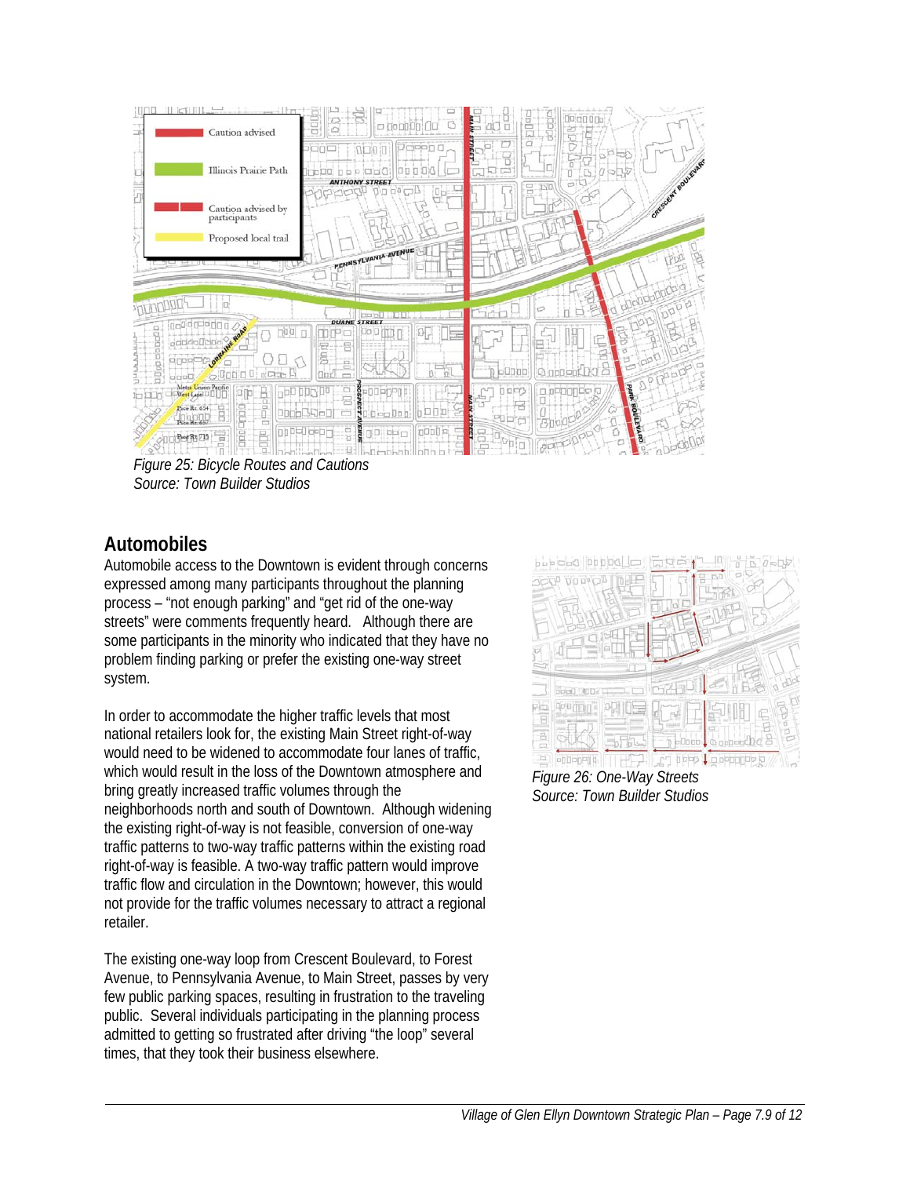Figure 25: Bicycle Routes and Cautions
Source: Town Builder Studios

## Automobiles

Automobile access to the Downtown is evident through concerns expressed among many participants throughout the planning process – "not enough parking" and "get rid of the one-way streets" were comments frequently heard. Although there are some participants in the minority who indicated that they have no problem finding parking or prefer the existing one-way street system.

In order to accommodate the higher traffic levels that most national retailers look for, the existing Main Street right-of-way would need to be widened to accommodate four lanes of traffic, which would result in the loss of the Downtown atmosphere and bring greatly increased traffic volumes through the neighborhoods north and south of Downtown. Although widening the existing right-of-way is not feasible, conversion of one-way traffic patterns to two-way traffic patterns within the existing road right-of-way is feasible. A two-way traffic pattern would improve traffic flow and circulation in the Downtown; however, this would not provide for the traffic volumes necessary to attract a regional retailer.

The existing one-way loop from Crescent Boulevard, to Forest Avenue, to Pennsylvania Avenue, to Main Street, passes by very few public parking spaces, resulting in frustration to the traveling public. Several individuals participating in the planning process admitted to getting so frustrated after driving "the loop" several times, that they took their business elsewhere.

Figure 26: One-Way Streets
Source: Town Builder Studios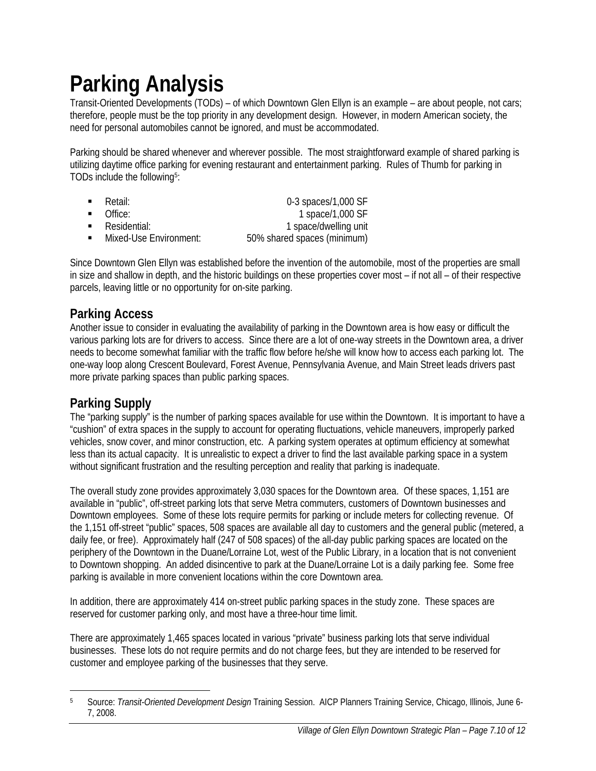# Parking Analysis

Transit-Oriented Developments (TODs) – of which Downtown Glen Ellyn is an example – are about people, not cars; therefore, people must be the top priority in any development design. However, in modern American society, the need for personal automobiles cannot be ignored, and must be accommodated.

Parking should be shared whenever and wherever possible. The most straightforward example of shared parking is utilizing daytime office parking for evening restaurant and entertainment parking. Rules of Thumb for parking in TODs include the following[5]:

- Retail: 0-3 spaces/1,000 SF
- Office: 1 space/1,000 SF
- Residential: 1 space/dwelling unit
- Mixed-Use Environment: 50% shared spaces (minimum)

Since Downtown Glen Ellyn was established before the invention of the automobile, most of the properties are small in size and shallow in depth, and the historic buildings on these properties cover most – if not all – of their respective parcels, leaving little or no opportunity for on-site parking.

## Parking Access

Another issue to consider in evaluating the availability of parking in the Downtown area is how easy or difficult the various parking lots are for drivers to access. Since there are a lot of one-way streets in the Downtown area, a driver needs to become somewhat familiar with the traffic flow before he/she will know how to access each parking lot. The one-way loop along Crescent Boulevard, Forest Avenue, Pennsylvania Avenue, and Main Street leads drivers past more private parking spaces than public parking spaces.

## Parking Supply

The "parking supply" is the number of parking spaces available for use within the Downtown. It is important to have a "cushion" of extra spaces in the supply to account for operating fluctuations, vehicle maneuvers, improperly parked vehicles, snow cover, and minor construction, etc. A parking system operates at optimum efficiency at somewhat less than its actual capacity. It is unrealistic to expect a driver to find the last available parking space in a system without significant frustration and the resulting perception and reality that parking is inadequate.

The overall study zone provides approximately 3,030 spaces for the Downtown area. Of these spaces, 1,151 are available in "public", off-street parking lots that serve Metra commuters, customers of Downtown businesses and Downtown employees. Some of these lots require permits for parking or include meters for collecting revenue. Of the 1,151 off-street "public" spaces, 508 spaces are available all day to customers and the general public (metered, a daily fee, or free). Approximately half (247 of 508 spaces) of the all-day public parking spaces are located on the periphery of the Downtown in the Duane/Lorraine Lot, west of the Public Library, in a location that is not convenient to Downtown shopping. An added disincentive to park at the Duane/Lorraine Lot is a daily parking fee. Some free parking is available in more convenient locations within the core Downtown area.

In addition, there are approximately 414 on-street public parking spaces in the study zone. These spaces are reserved for customer parking only, and most have a three-hour time limit.

There are approximately 1,465 spaces located in various "private" business parking lots that serve individual businesses. These lots do not require permits and do not charge fees, but they are intended to be reserved for customer and employee parking of the businesses that they serve.

---

[5] Source: *Transit-Oriented Development Design* Training Session. AICP Planners Training Service, Chicago, Illinois, June 6-7, 2008.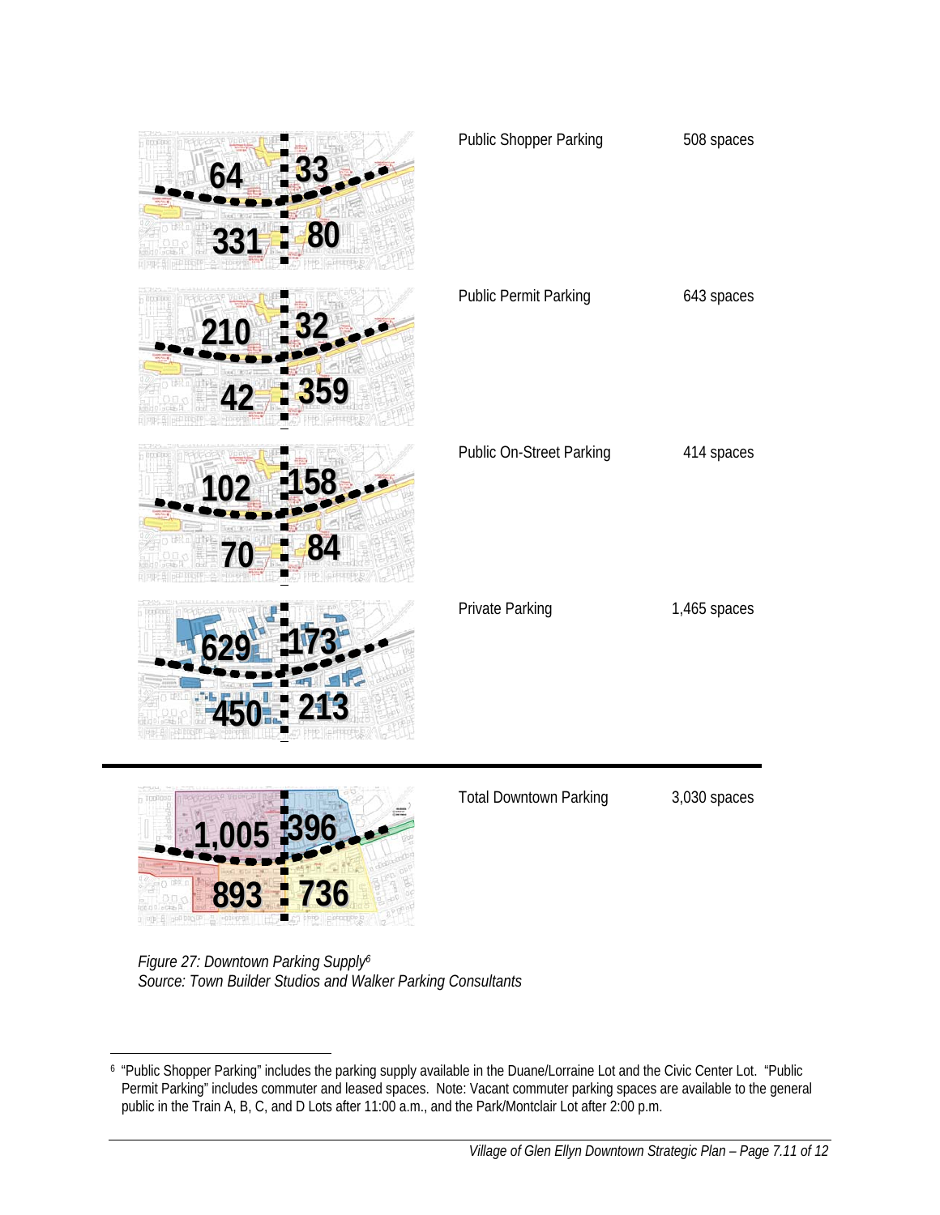| | | |
|---|---|---|
| 64 / 33 / 331 / 80 | Public Shopper Parking | 508 spaces |
| 210 / 32 / 42 / 359 | Public Permit Parking | 643 spaces |
| 102 / 158 / 70 / 84 | Public On-Street Parking | 414 spaces |
| 629 / 173 / 450 / 213 | Private Parking | 1,465 spaces |
| 1,005 / 396 / 893 / 736 | Total Downtown Parking | 3,030 spaces |

*Figure 27: Downtown Parking Supply*[6]
*Source: Town Builder Studios and Walker Parking Consultants*

[6] "Public Shopper Parking" includes the parking supply available in the Duane/Lorraine Lot and the Civic Center Lot. "Public Permit Parking" includes commuter and leased spaces. Note: Vacant commuter parking spaces are available to the general public in the Train A, B, C, and D Lots after 11:00 a.m., and the Park/Montclair Lot after 2:00 p.m.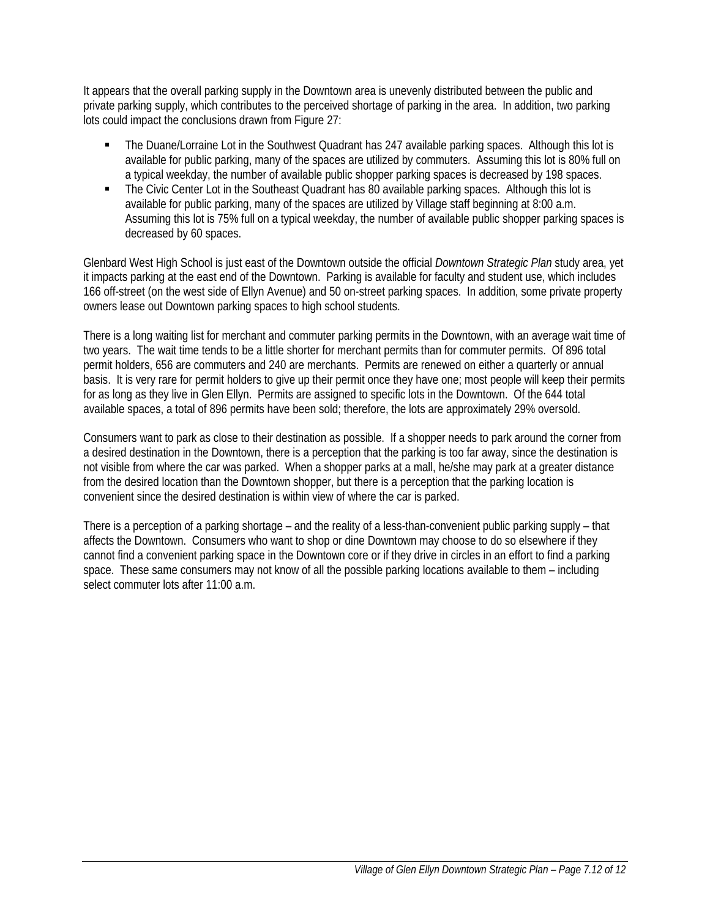It appears that the overall parking supply in the Downtown area is unevenly distributed between the public and private parking supply, which contributes to the perceived shortage of parking in the area. In addition, two parking lots could impact the conclusions drawn from Figure 27:

- The Duane/Lorraine Lot in the Southwest Quadrant has 247 available parking spaces. Although this lot is available for public parking, many of the spaces are utilized by commuters. Assuming this lot is 80% full on a typical weekday, the number of available public shopper parking spaces is decreased by 198 spaces.
- The Civic Center Lot in the Southeast Quadrant has 80 available parking spaces. Although this lot is available for public parking, many of the spaces are utilized by Village staff beginning at 8:00 a.m. Assuming this lot is 75% full on a typical weekday, the number of available public shopper parking spaces is decreased by 60 spaces.

Glenbard West High School is just east of the Downtown outside the official *Downtown Strategic Plan* study area, yet it impacts parking at the east end of the Downtown. Parking is available for faculty and student use, which includes 166 off-street (on the west side of Ellyn Avenue) and 50 on-street parking spaces. In addition, some private property owners lease out Downtown parking spaces to high school students.

There is a long waiting list for merchant and commuter parking permits in the Downtown, with an average wait time of two years. The wait time tends to be a little shorter for merchant permits than for commuter permits. Of 896 total permit holders, 656 are commuters and 240 are merchants. Permits are renewed on either a quarterly or annual basis. It is very rare for permit holders to give up their permit once they have one; most people will keep their permits for as long as they live in Glen Ellyn. Permits are assigned to specific lots in the Downtown. Of the 644 total available spaces, a total of 896 permits have been sold; therefore, the lots are approximately 29% oversold.

Consumers want to park as close to their destination as possible. If a shopper needs to park around the corner from a desired destination in the Downtown, there is a perception that the parking is too far away, since the destination is not visible from where the car was parked. When a shopper parks at a mall, he/she may park at a greater distance from the desired location than the Downtown shopper, but there is a perception that the parking location is convenient since the desired destination is within view of where the car is parked.

There is a perception of a parking shortage – and the reality of a less-than-convenient public parking supply – that affects the Downtown. Consumers who want to shop or dine Downtown may choose to do so elsewhere if they cannot find a convenient parking space in the Downtown core or if they drive in circles in an effort to find a parking space. These same consumers may not know of all the possible parking locations available to them – including select commuter lots after 11:00 a.m.